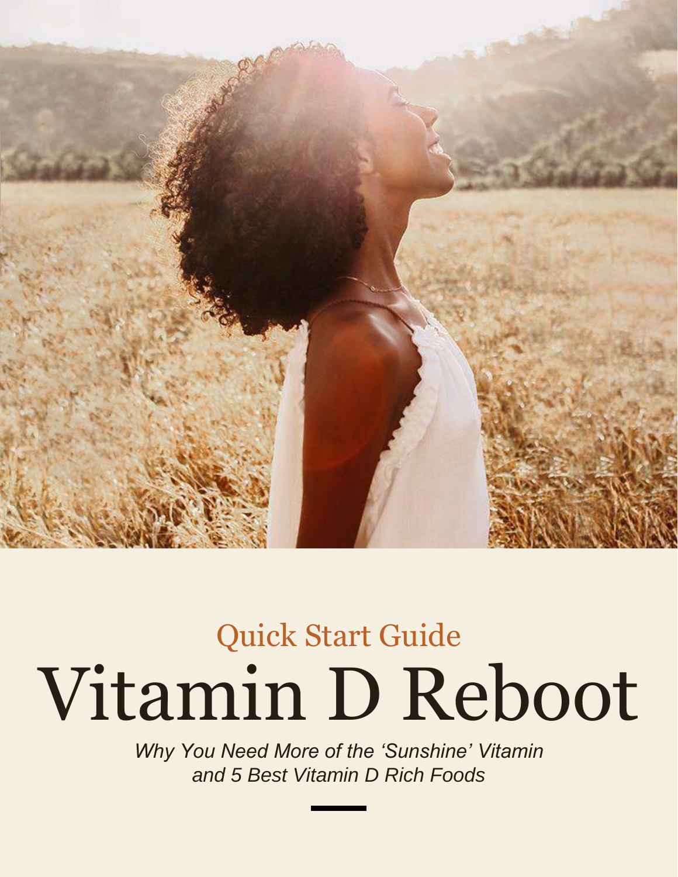Quick Start Guide

# Vitamin D Reboot

*Why You Need More of the ‘Sunshine’ Vitamin and 5 Best Vitamin D Rich Foods*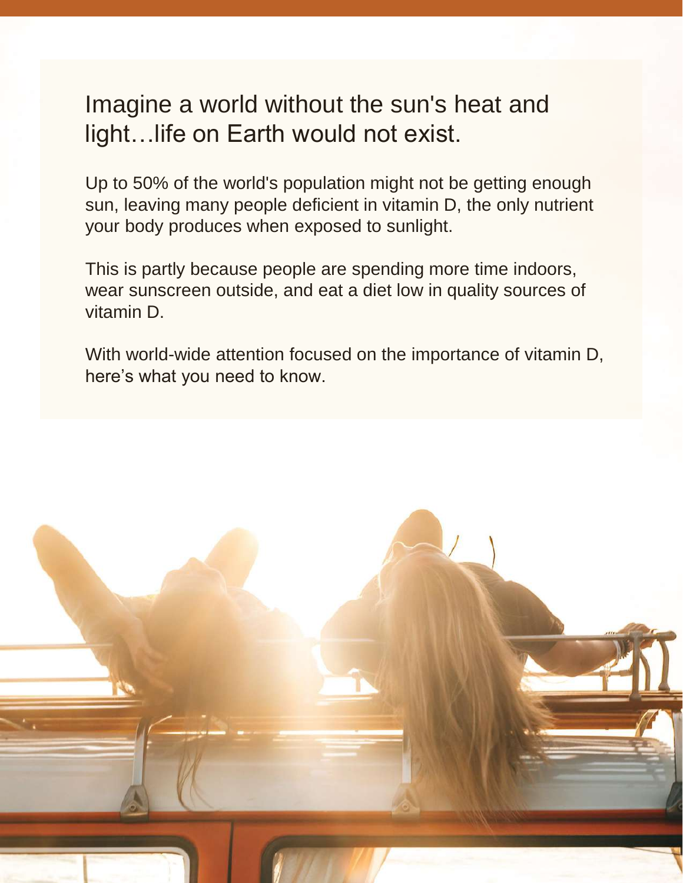## Imagine a world without the sun's heat and light…life on Earth would not exist.

Up to 50% of the world's population might not be getting enough sun, leaving many people deficient in vitamin D, the only nutrient your body produces when exposed to sunlight.

This is partly because people are spending more time indoors, wear sunscreen outside, and eat a diet low in quality sources of vitamin D.

With world-wide attention focused on the importance of vitamin D, here's what you need to know.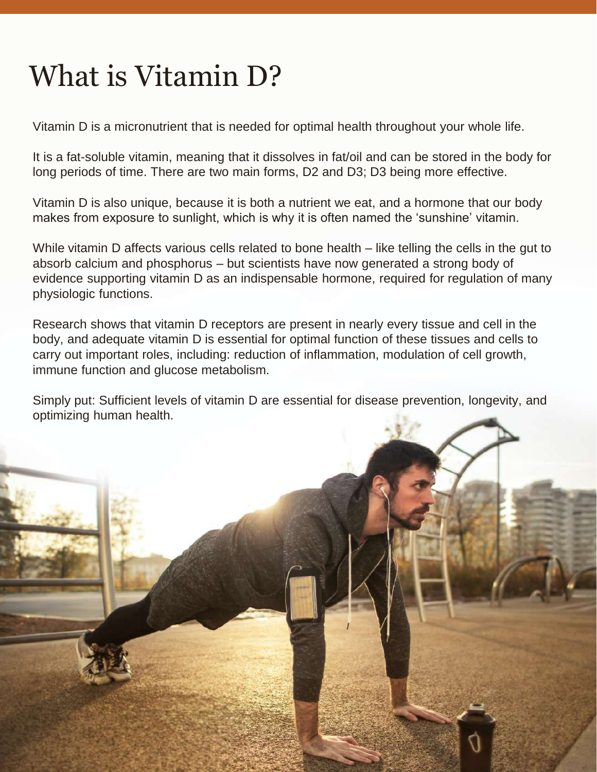# What is Vitamin D?

Vitamin D is a micronutrient that is needed for optimal health throughout your whole life.

It is a fat-soluble vitamin, meaning that it dissolves in fat/oil and can be stored in the body for long periods of time. There are two main forms, D2 and D3; D3 being more effective.

Vitamin D is also unique, because it is both a nutrient we eat, and a hormone that our body makes from exposure to sunlight, which is why it is often named the 'sunshine' vitamin.

While vitamin D affects various cells related to bone health – like telling the cells in the gut to absorb calcium and phosphorus – but scientists have now generated a strong body of evidence supporting vitamin D as an indispensable hormone, required for regulation of many physiologic functions.

Research shows that vitamin D receptors are present in nearly every tissue and cell in the body, and adequate vitamin D is essential for optimal function of these tissues and cells to carry out important roles, including: reduction of inflammation, modulation of cell growth, immune function and glucose metabolism.

Simply put: Sufficient levels of vitamin D are essential for disease prevention, longevity, and optimizing human health.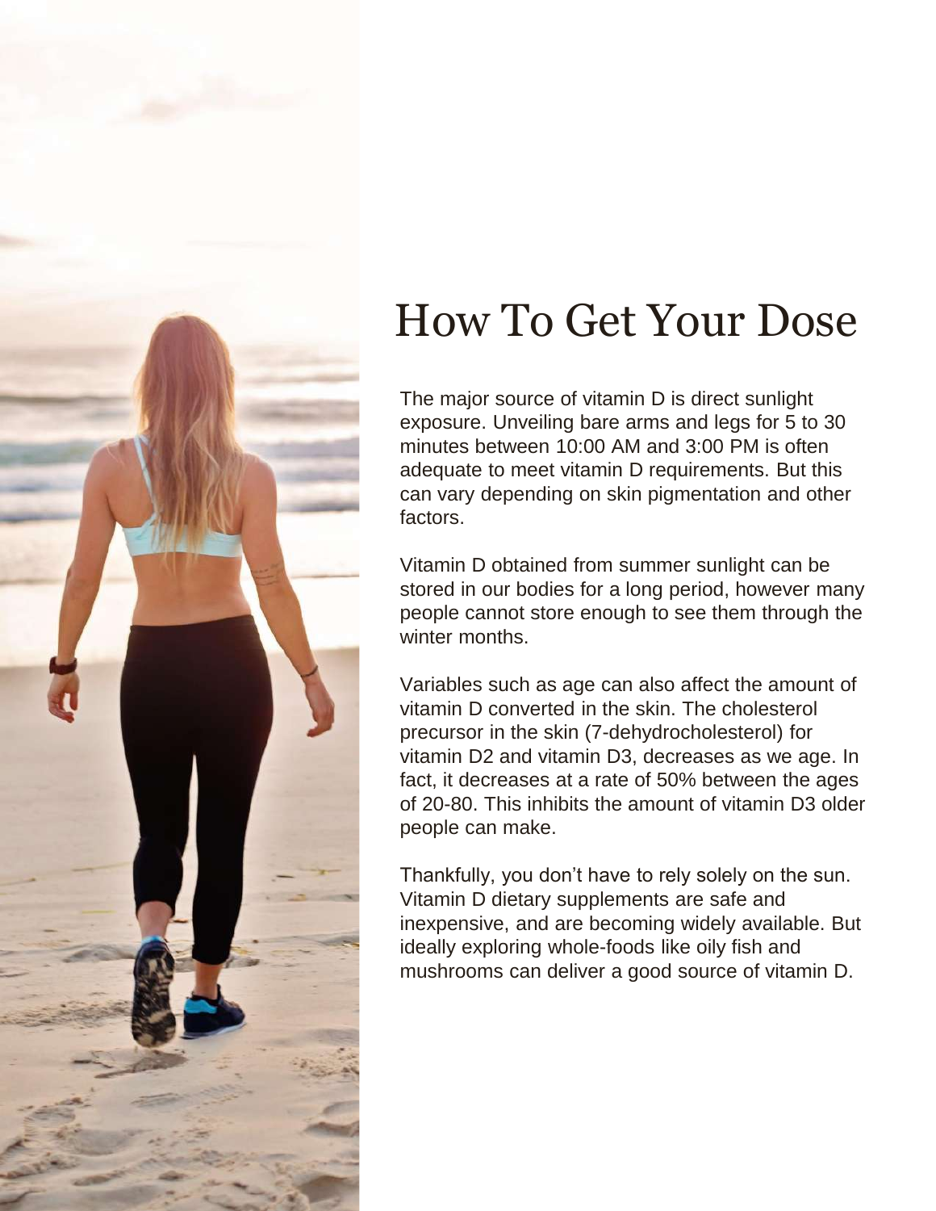# How To Get Your Dose

The major source of vitamin D is direct sunlight exposure. Unveiling bare arms and legs for 5 to 30 minutes between 10:00 AM and 3:00 PM is often adequate to meet vitamin D requirements. But this can vary depending on skin pigmentation and other factors.

Vitamin D obtained from summer sunlight can be stored in our bodies for a long period, however many people cannot store enough to see them through the winter months.

Variables such as age can also affect the amount of vitamin D converted in the skin. The cholesterol precursor in the skin (7-dehydrocholesterol) for vitamin D2 and vitamin D3, decreases as we age. In fact, it decreases at a rate of 50% between the ages of 20-80. This inhibits the amount of vitamin D3 older people can make.

Thankfully, you don't have to rely solely on the sun. Vitamin D dietary supplements are safe and inexpensive, and are becoming widely available. But ideally exploring whole-foods like oily fish and mushrooms can deliver a good source of vitamin D.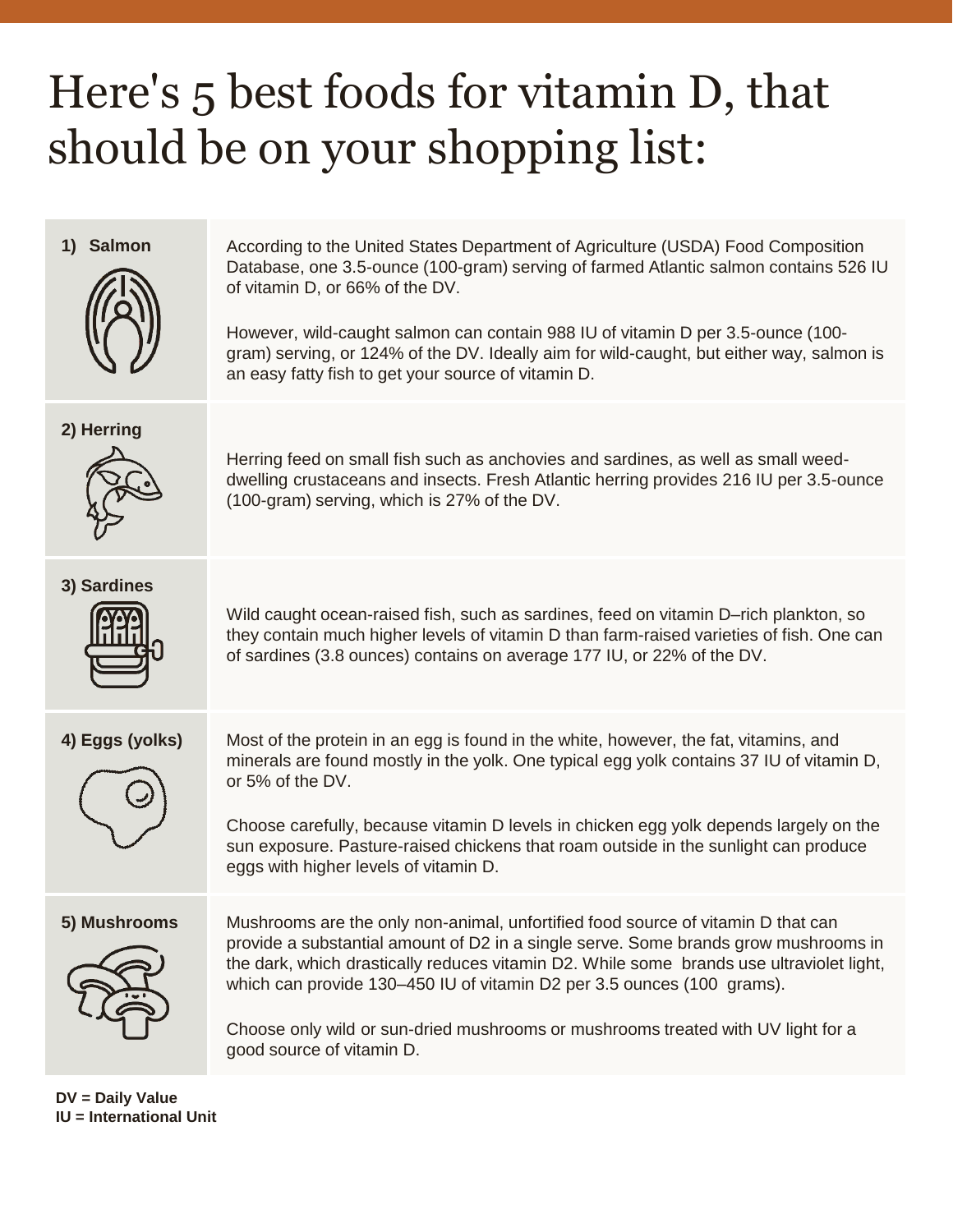# Here's 5 best foods for vitamin D, that should be on your shopping list:

| | |
|---|---|
| **1) Salmon** | According to the United States Department of Agriculture (USDA) Food Composition Database, one 3.5-ounce (100-gram) serving of farmed Atlantic salmon contains 526 IU of vitamin D, or 66% of the DV.<br><br>However, wild-caught salmon can contain 988 IU of vitamin D per 3.5-ounce (100-gram) serving, or 124% of the DV. Ideally aim for wild-caught, but either way, salmon is an easy fatty fish to get your source of vitamin D. |
| **2) Herring** | Herring feed on small fish such as anchovies and sardines, as well as small weed-dwelling crustaceans and insects. Fresh Atlantic herring provides 216 IU per 3.5-ounce (100-gram) serving, which is 27% of the DV. |
| **3) Sardines** | Wild caught ocean-raised fish, such as sardines, feed on vitamin D–rich plankton, so they contain much higher levels of vitamin D than farm-raised varieties of fish. One can of sardines (3.8 ounces) contains on average 177 IU, or 22% of the DV. |
| **4) Eggs (yolks)** | Most of the protein in an egg is found in the white, however, the fat, vitamins, and minerals are found mostly in the yolk. One typical egg yolk contains 37 IU of vitamin D, or 5% of the DV.<br><br>Choose carefully, because vitamin D levels in chicken egg yolk depends largely on the sun exposure. Pasture-raised chickens that roam outside in the sunlight can produce eggs with higher levels of vitamin D. |
| **5) Mushrooms** | Mushrooms are the only non-animal, unfortified food source of vitamin D that can provide a substantial amount of D2 in a single serve. Some brands grow mushrooms in the dark, which drastically reduces vitamin D2. While some brands use ultraviolet light, which can provide 130–450 IU of vitamin D2 per 3.5 ounces (100 grams).<br><br>Choose only wild or sun-dried mushrooms or mushrooms treated with UV light for a good source of vitamin D. |

**DV = Daily Value**
**IU = International Unit**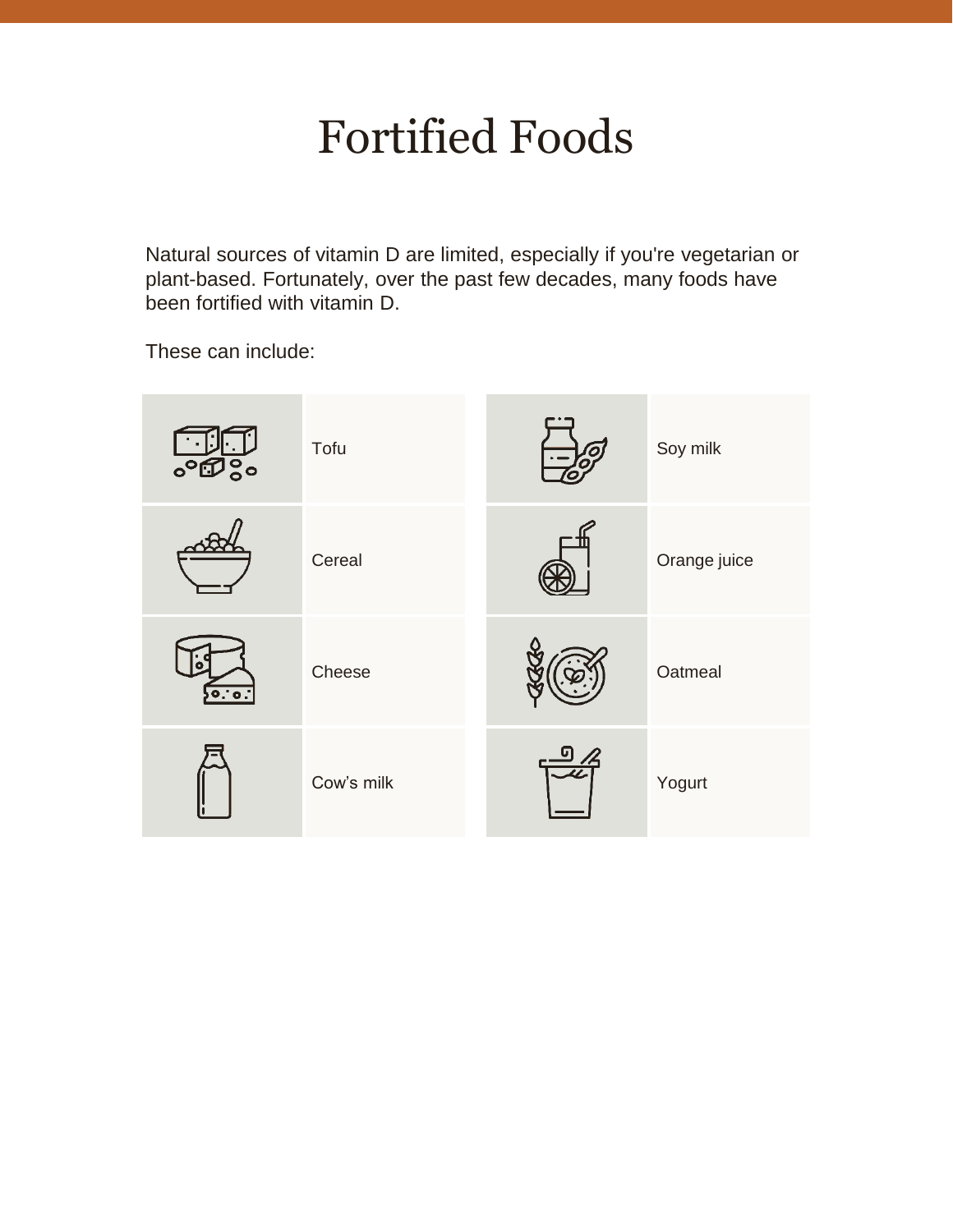# Fortified Foods

Natural sources of vitamin D are limited, especially if you're vegetarian or plant-based. Fortunately, over the past few decades, many foods have been fortified with vitamin D.

These can include:

- Tofu
- Cereal
- Cheese
- Cow's milk
- Soy milk
- Orange juice
- Oatmeal
- Yogurt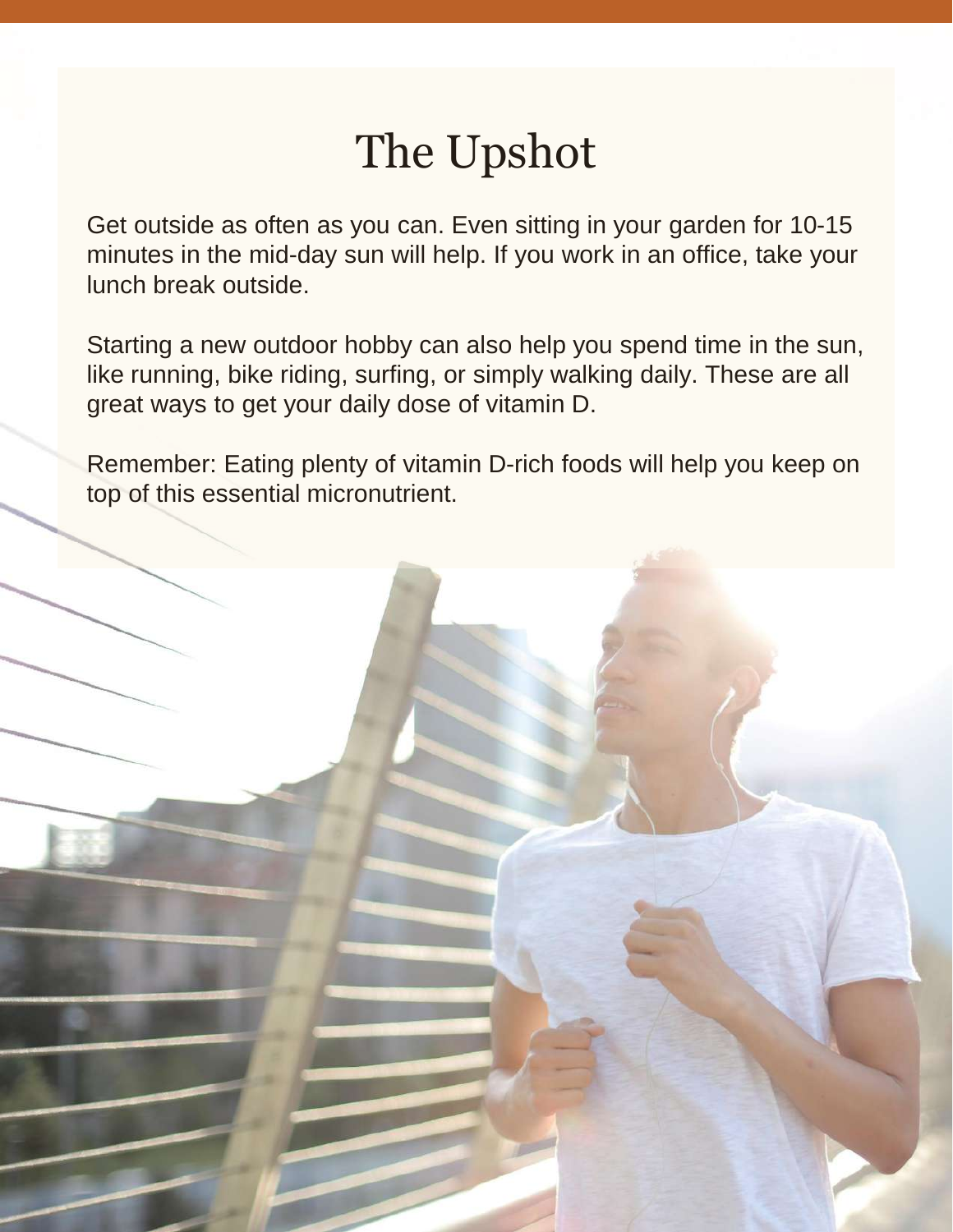# The Upshot

Get outside as often as you can. Even sitting in your garden for 10-15 minutes in the mid-day sun will help. If you work in an office, take your lunch break outside.

Starting a new outdoor hobby can also help you spend time in the sun, like running, bike riding, surfing, or simply walking daily. These are all great ways to get your daily dose of vitamin D.

Remember: Eating plenty of vitamin D-rich foods will help you keep on top of this essential micronutrient.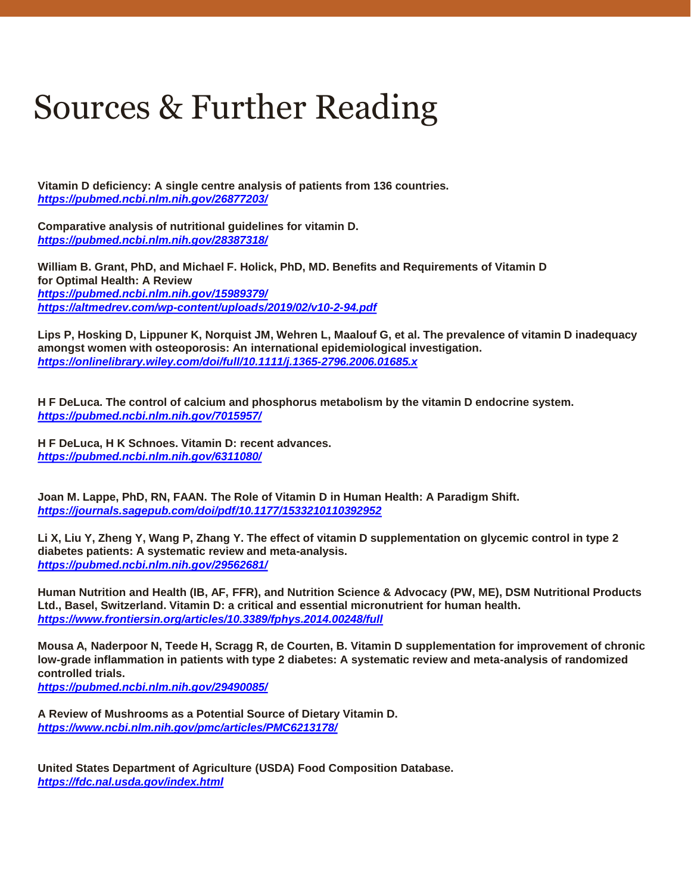# Sources & Further Reading

**Vitamin D deficiency: A single centre analysis of patients from 136 countries.**
***https://pubmed.ncbi.nlm.nih.gov/26877203/***

**Comparative analysis of nutritional guidelines for vitamin D.**
***https://pubmed.ncbi.nlm.nih.gov/28387318/***

**William B. Grant, PhD, and Michael F. Holick, PhD, MD. Benefits and Requirements of Vitamin D for Optimal Health: A Review**
***https://pubmed.ncbi.nlm.nih.gov/15989379/***
***https://altmedrev.com/wp-content/uploads/2019/02/v10-2-94.pdf***

**Lips P, Hosking D, Lippuner K, Norquist JM, Wehren L, Maalouf G, et al. The prevalence of vitamin D inadequacy amongst women with osteoporosis: An international epidemiological investigation.**
***https://onlinelibrary.wiley.com/doi/full/10.1111/j.1365-2796.2006.01685.x***

**H F DeLuca. The control of calcium and phosphorus metabolism by the vitamin D endocrine system.**
***https://pubmed.ncbi.nlm.nih.gov/7015957/***

**H F DeLuca, H K Schnoes. Vitamin D: recent advances.**
***https://pubmed.ncbi.nlm.nih.gov/6311080/***

**Joan M. Lappe, PhD, RN, FAAN. The Role of Vitamin D in Human Health: A Paradigm Shift.**
***https://journals.sagepub.com/doi/pdf/10.1177/1533210110392952***

**Li X, Liu Y, Zheng Y, Wang P, Zhang Y. The effect of vitamin D supplementation on glycemic control in type 2 diabetes patients: A systematic review and meta-analysis.**
***https://pubmed.ncbi.nlm.nih.gov/29562681/***

**Human Nutrition and Health (IB, AF, FFR), and Nutrition Science & Advocacy (PW, ME), DSM Nutritional Products Ltd., Basel, Switzerland. Vitamin D: a critical and essential micronutrient for human health.**
***https://www.frontiersin.org/articles/10.3389/fphys.2014.00248/full***

**Mousa A, Naderpoor N, Teede H, Scragg R, de Courten, B. Vitamin D supplementation for improvement of chronic low-grade inflammation in patients with type 2 diabetes: A systematic review and meta-analysis of randomized controlled trials.**
***https://pubmed.ncbi.nlm.nih.gov/29490085/***

**A Review of Mushrooms as a Potential Source of Dietary Vitamin D.**
***https://www.ncbi.nlm.nih.gov/pmc/articles/PMC6213178/***

**United States Department of Agriculture (USDA) Food Composition Database.**
***https://fdc.nal.usda.gov/index.html***